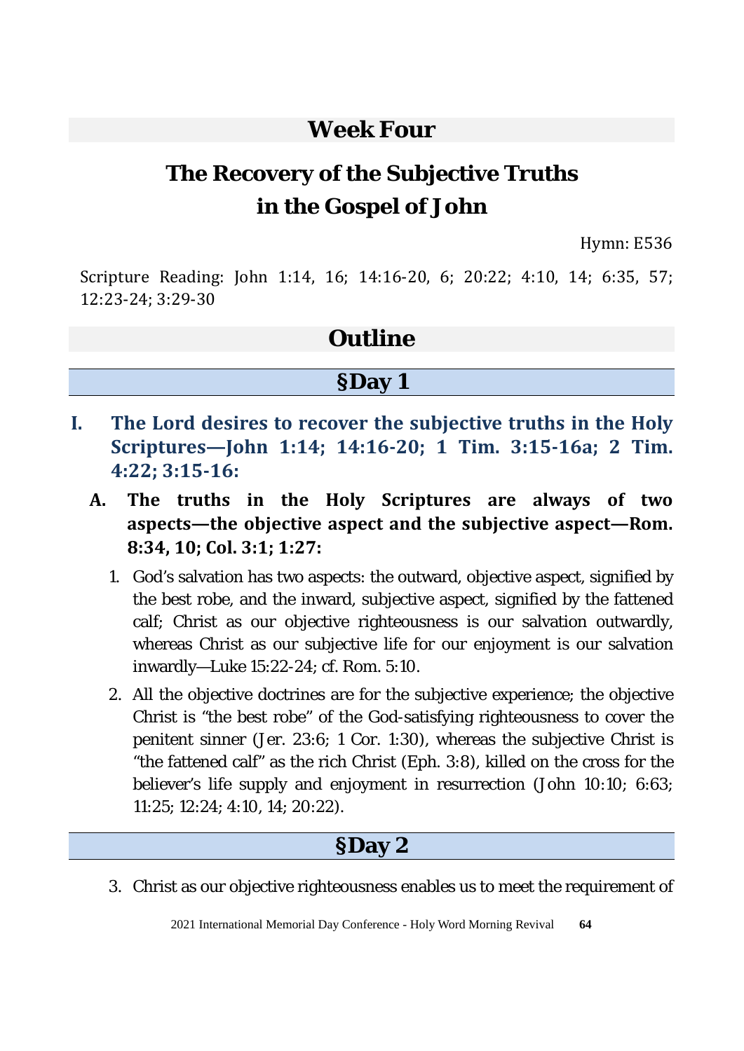# Week Four

## The Recovery of the Subjective Truths in the Gospel of John

Hymn: E536

Scripture Reading: John 1:14, 16; 14:16-20, 6; 20:22; 4:10, 14; 6:35, 57; 12:23-24; 3:29-30

## Outline

### §Day 1

**I. The Lord desires to recover the subjective truths in the Holy Scriptures—John 1:14; 14:16-20; 1 Tim. 3:15-16a; 2 Tim. 4:22; 3:15-16:**

**A. The truths in the Holy Scriptures are always of two aspects—the objective aspect and the subjective aspect—Rom. 8:34, 10; Col. 3:1; 1:27:**

1. God's salvation has two aspects: the outward, objective aspect, signified by the best robe, and the inward, subjective aspect, signified by the fattened calf; Christ as our objective righteousness is our salvation outwardly, whereas Christ as our subjective life for our enjoyment is our salvation inwardly—Luke 15:22-24; cf. Rom. 5:10.
2. All the objective doctrines are for the subjective experience; the objective Christ is "the best robe" of the God-satisfying righteousness to cover the penitent sinner (Jer. 23:6; 1 Cor. 1:30), whereas the subjective Christ is "the fattened calf" as the rich Christ (Eph. 3:8), killed on the cross for the believer's life supply and enjoyment in resurrection (John 10:10; 6:63; 11:25; 12:24; 4:10, 14; 20:22).

### §Day 2

3. Christ as our objective righteousness enables us to meet the requirement of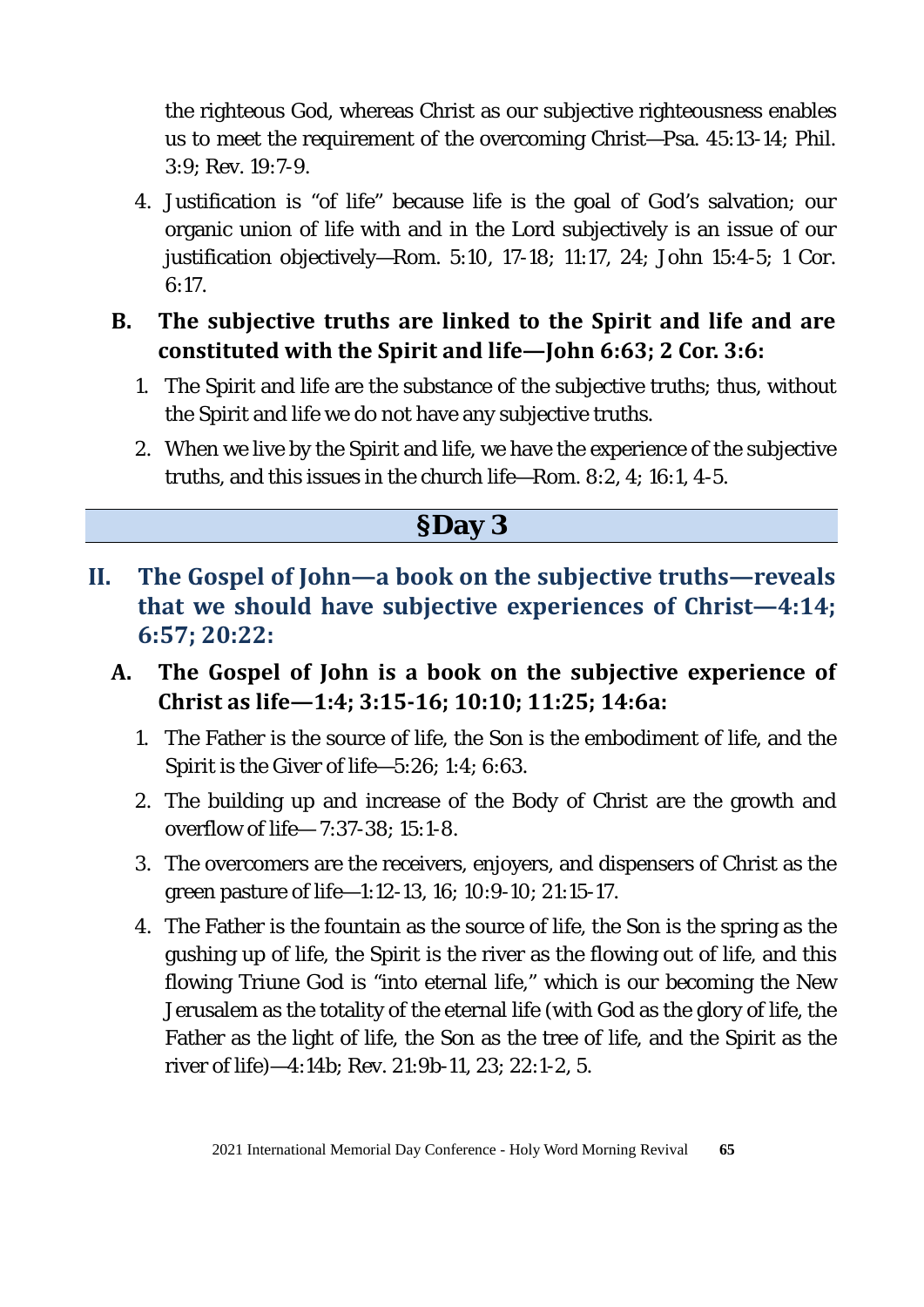the righteous God, whereas Christ as our subjective righteousness enables us to meet the requirement of the overcoming Christ—Psa. 45:13-14; Phil. 3:9; Rev. 19:7-9.

4. Justification is "of life" because life is the goal of God's salvation; our organic union of life with and in the Lord subjectively is an issue of our justification objectively—Rom. 5:10, 17-18; 11:17, 24; John 15:4-5; 1 Cor. 6:17.

### B. The subjective truths are linked to the Spirit and life and are constituted with the Spirit and life—John 6:63; 2 Cor. 3:6:

1. The Spirit and life are the substance of the subjective truths; thus, without the Spirit and life we do not have any subjective truths.
2. When we live by the Spirit and life, we have the experience of the subjective truths, and this issues in the church life—Rom. 8:2, 4; 16:1, 4-5.

## §Day 3

## II. The Gospel of John—a book on the subjective truths—reveals that we should have subjective experiences of Christ—4:14; 6:57; 20:22:

### A. The Gospel of John is a book on the subjective experience of Christ as life—1:4; 3:15-16; 10:10; 11:25; 14:6a:

1. The Father is the source of life, the Son is the embodiment of life, and the Spirit is the Giver of life—5:26; 1:4; 6:63.
2. The building up and increase of the Body of Christ are the growth and overflow of life— 7:37-38; 15:1-8.
3. The overcomers are the receivers, enjoyers, and dispensers of Christ as the green pasture of life—1:12-13, 16; 10:9-10; 21:15-17.
4. The Father is the fountain as the source of life, the Son is the spring as the gushing up of life, the Spirit is the river as the flowing out of life, and this flowing Triune God is "into eternal life," which is our becoming the New Jerusalem as the totality of the eternal life (with God as the glory of life, the Father as the light of life, the Son as the tree of life, and the Spirit as the river of life)—4:14b; Rev. 21:9b-11, 23; 22:1-2, 5.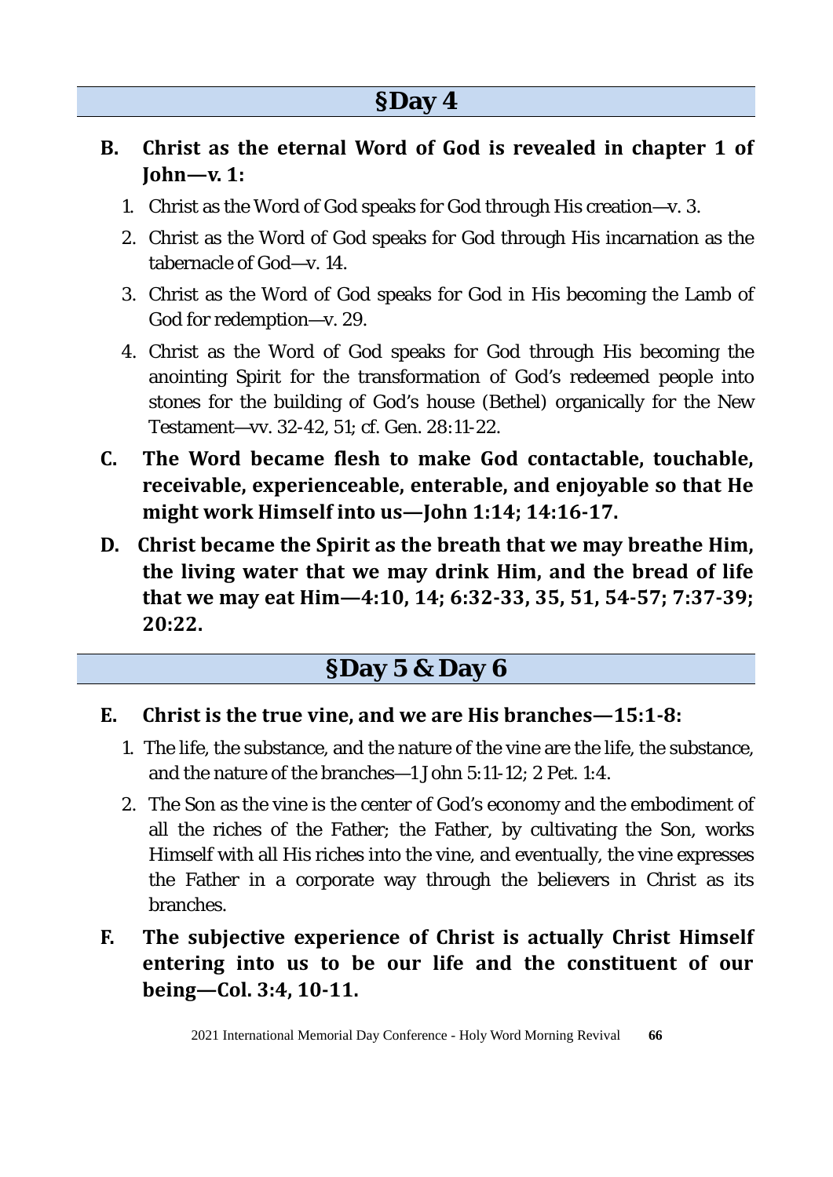## §Day 4

**B. Christ as the eternal Word of God is revealed in chapter 1 of John—v. 1:**

1. Christ as the Word of God speaks for God through His creation—v. 3.
2. Christ as the Word of God speaks for God through His incarnation as the tabernacle of God—v. 14.
3. Christ as the Word of God speaks for God in His becoming the Lamb of God for redemption—v. 29.
4. Christ as the Word of God speaks for God through His becoming the anointing Spirit for the transformation of God's redeemed people into stones for the building of God's house (Bethel) organically for the New Testament—vv. 32-42, 51; cf. Gen. 28:11-22.

**C. The Word became flesh to make God contactable, touchable, receivable, experienceable, enterable, and enjoyable so that He might work Himself into us—John 1:14; 14:16-17.**

**D. Christ became the Spirit as the breath that we may breathe Him, the living water that we may drink Him, and the bread of life that we may eat Him—4:10, 14; 6:32-33, 35, 51, 54-57; 7:37-39; 20:22.**

## §Day 5 & Day 6

**E. Christ is the true vine, and we are His branches—15:1-8:**

1. The life, the substance, and the nature of the vine are the life, the substance, and the nature of the branches—1 John 5:11-12; 2 Pet. 1:4.
2. The Son as the vine is the center of God's economy and the embodiment of all the riches of the Father; the Father, by cultivating the Son, works Himself with all His riches into the vine, and eventually, the vine expresses the Father in a corporate way through the believers in Christ as its branches.

**F. The subjective experience of Christ is actually Christ Himself entering into us to be our life and the constituent of our being—Col. 3:4, 10-11.**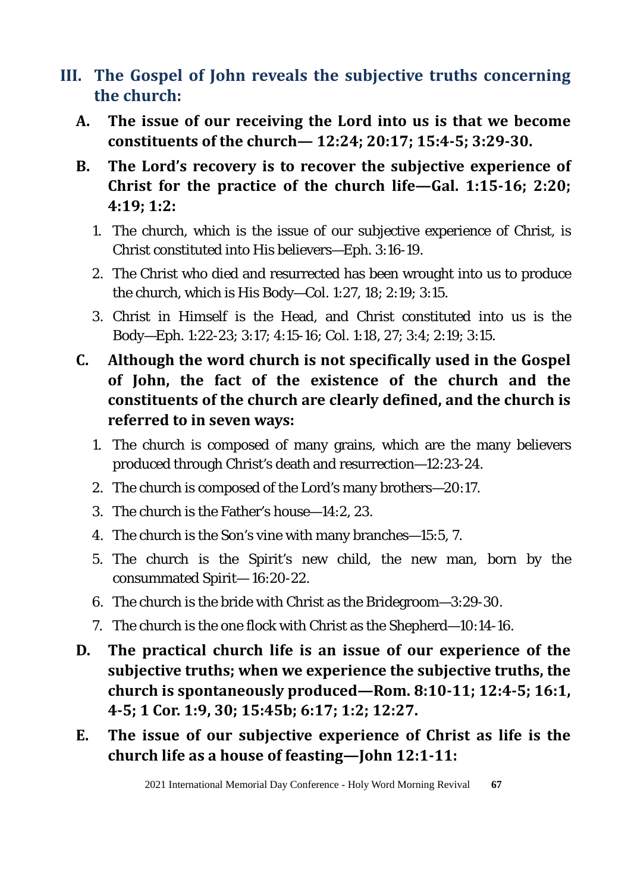## III. The Gospel of John reveals the subjective truths concerning the church:

**A. The issue of our receiving the Lord into us is that we become constituents of the church— 12:24; 20:17; 15:4-5; 3:29-30.**

**B. The Lord's recovery is to recover the subjective experience of Christ for the practice of the church life—Gal. 1:15-16; 2:20; 4:19; 1:2:**

1. The church, which is the issue of our subjective experience of Christ, is Christ constituted into His believers—Eph. 3:16-19.
2. The Christ who died and resurrected has been wrought into us to produce the church, which is His Body—Col. 1:27, 18; 2:19; 3:15.
3. Christ in Himself is the Head, and Christ constituted into us is the Body—Eph. 1:22-23; 3:17; 4:15-16; Col. 1:18, 27; 3:4; 2:19; 3:15.

**C. Although the word church is not specifically used in the Gospel of John, the fact of the existence of the church and the constituents of the church are clearly defined, and the church is referred to in seven ways:**

1. The church is composed of many grains, which are the many believers produced through Christ's death and resurrection—12:23-24.
2. The church is composed of the Lord's many brothers—20:17.
3. The church is the Father's house—14:2, 23.
4. The church is the Son's vine with many branches—15:5, 7.
5. The church is the Spirit's new child, the new man, born by the consummated Spirit— 16:20-22.
6. The church is the bride with Christ as the Bridegroom—3:29-30.
7. The church is the one flock with Christ as the Shepherd—10:14-16.

**D. The practical church life is an issue of our experience of the subjective truths; when we experience the subjective truths, the church is spontaneously produced—Rom. 8:10-11; 12:4-5; 16:1, 4-5; 1 Cor. 1:9, 30; 15:45b; 6:17; 1:2; 12:27.**

**E. The issue of our subjective experience of Christ as life is the church life as a house of feasting—John 12:1-11:**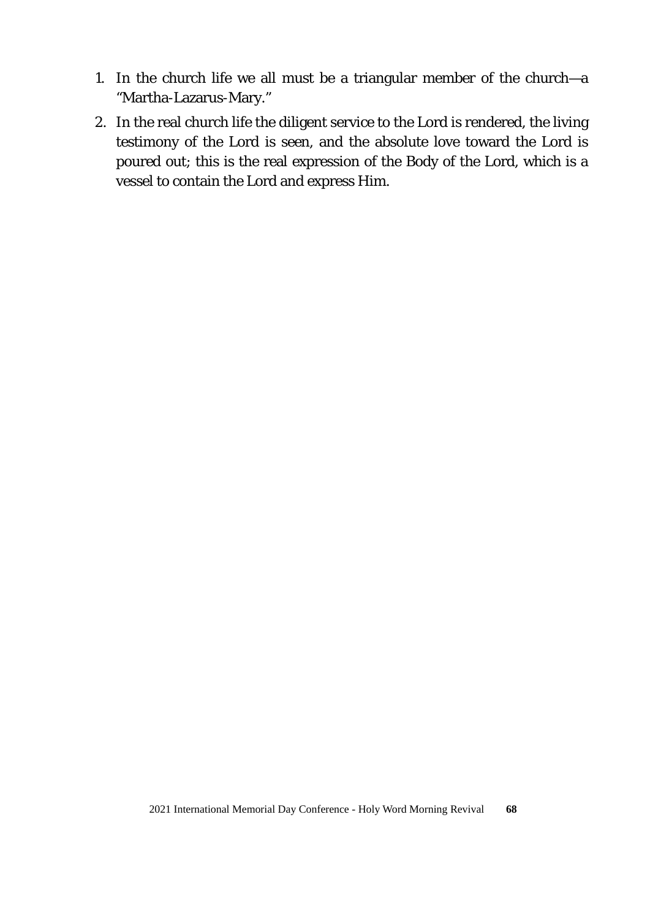1. In the church life we all must be a triangular member of the church—a "Martha-Lazarus-Mary."
2. In the real church life the diligent service to the Lord is rendered, the living testimony of the Lord is seen, and the absolute love toward the Lord is poured out; this is the real expression of the Body of the Lord, which is a vessel to contain the Lord and express Him.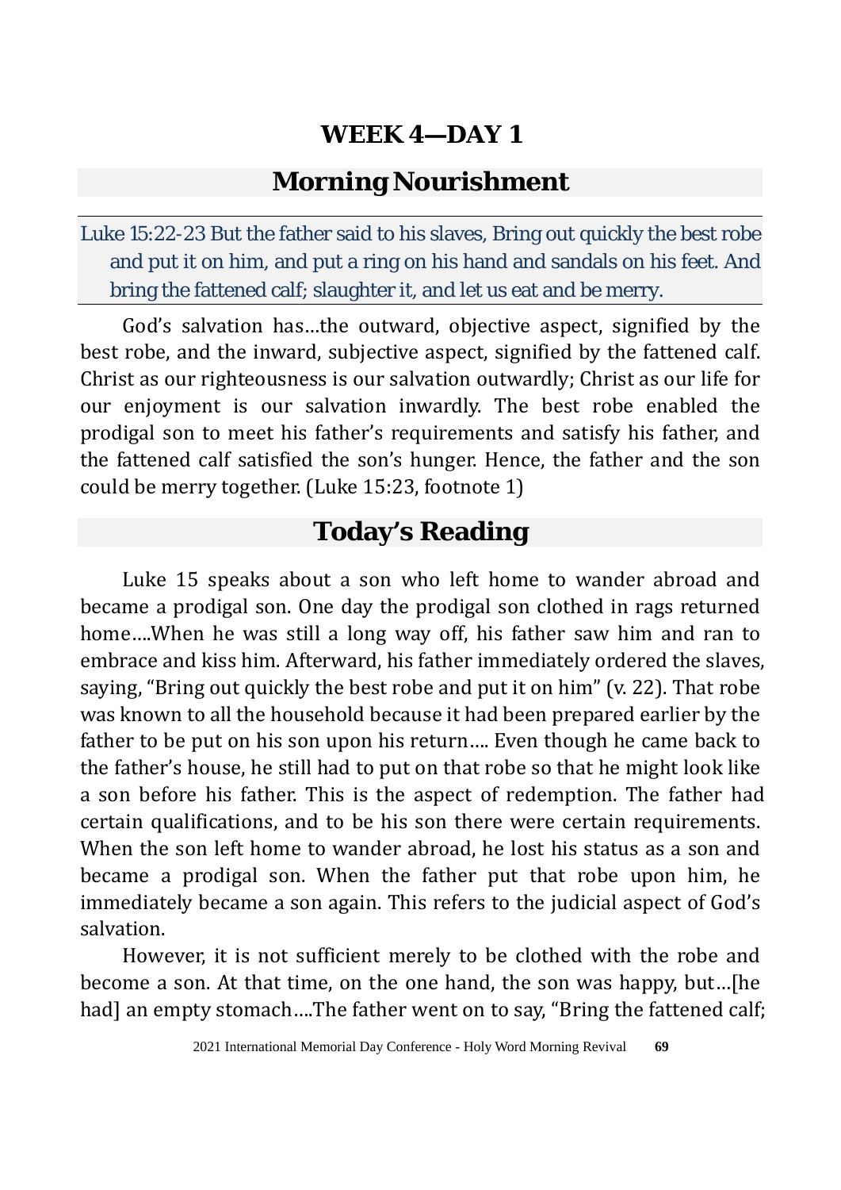# WEEK 4—DAY 1

## Morning Nourishment

Luke 15:22-23 But the father said to his slaves, Bring out quickly the best robe and put it on him, and put a ring on his hand and sandals on his feet. And bring the fattened calf; slaughter it, and let us eat and be merry.

God's salvation has…the outward, objective aspect, signified by the best robe, and the inward, subjective aspect, signified by the fattened calf. Christ as our righteousness is our salvation outwardly; Christ as our life for our enjoyment is our salvation inwardly. The best robe enabled the prodigal son to meet his father's requirements and satisfy his father, and the fattened calf satisfied the son's hunger. Hence, the father and the son could be merry together. (Luke 15:23, footnote 1)

## Today's Reading

Luke 15 speaks about a son who left home to wander abroad and became a prodigal son. One day the prodigal son clothed in rags returned home….When he was still a long way off, his father saw him and ran to embrace and kiss him. Afterward, his father immediately ordered the slaves, saying, "Bring out quickly the best robe and put it on him" (v. 22). That robe was known to all the household because it had been prepared earlier by the father to be put on his son upon his return…. Even though he came back to the father's house, he still had to put on that robe so that he might look like a son before his father. This is the aspect of redemption. The father had certain qualifications, and to be his son there were certain requirements. When the son left home to wander abroad, he lost his status as a son and became a prodigal son. When the father put that robe upon him, he immediately became a son again. This refers to the judicial aspect of God's salvation.

However, it is not sufficient merely to be clothed with the robe and become a son. At that time, on the one hand, the son was happy, but…[he had] an empty stomach….The father went on to say, "Bring the fattened calf;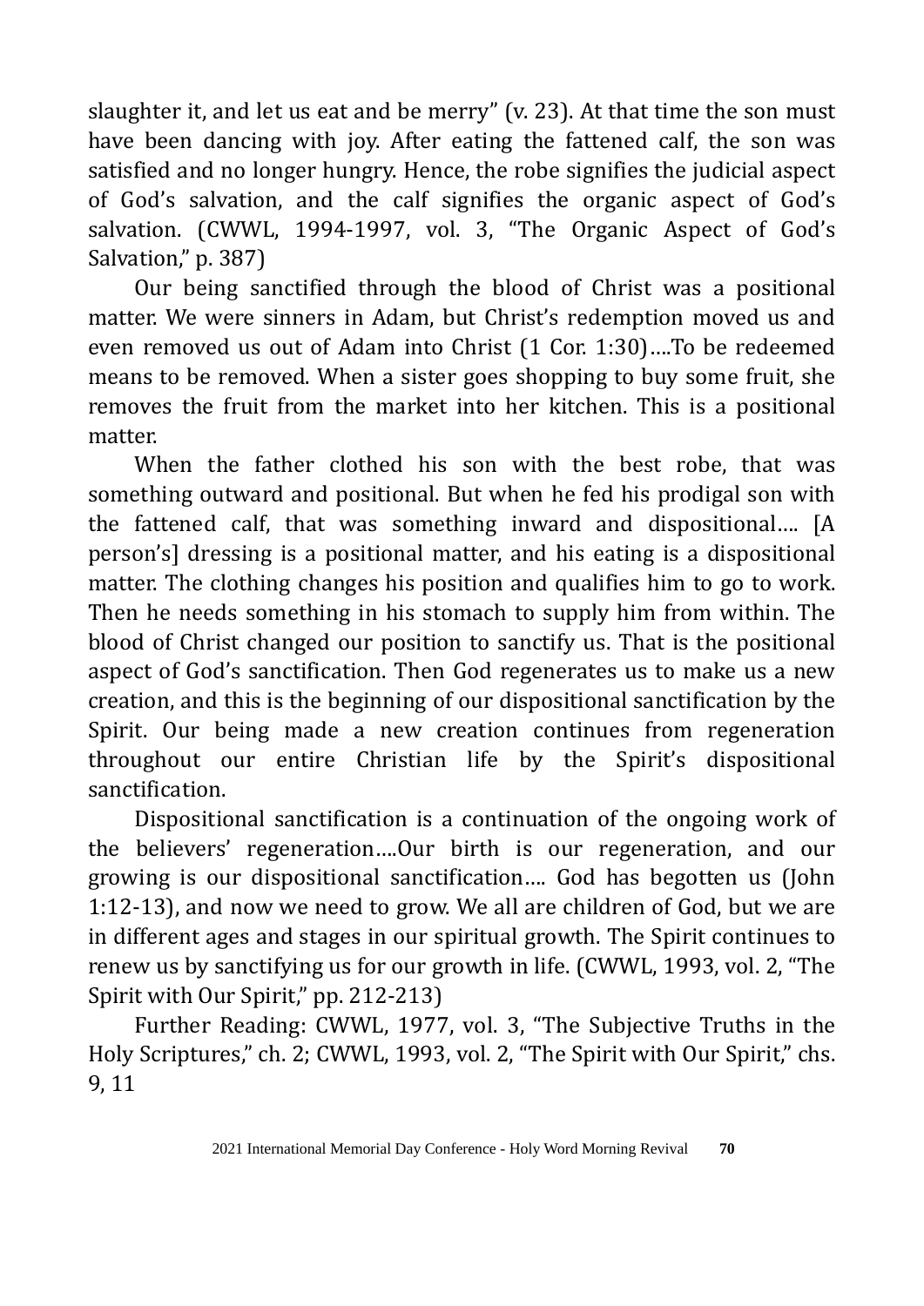slaughter it, and let us eat and be merry" (v. 23). At that time the son must have been dancing with joy. After eating the fattened calf, the son was satisfied and no longer hungry. Hence, the robe signifies the judicial aspect of God's salvation, and the calf signifies the organic aspect of God's salvation. (CWWL, 1994-1997, vol. 3, "The Organic Aspect of God's Salvation," p. 387)

Our being sanctified through the blood of Christ was a positional matter. We were sinners in Adam, but Christ's redemption moved us and even removed us out of Adam into Christ (1 Cor. 1:30)....To be redeemed means to be removed. When a sister goes shopping to buy some fruit, she removes the fruit from the market into her kitchen. This is a positional matter.

When the father clothed his son with the best robe, that was something outward and positional. But when he fed his prodigal son with the fattened calf, that was something inward and dispositional.... [A person's] dressing is a positional matter, and his eating is a dispositional matter. The clothing changes his position and qualifies him to go to work. Then he needs something in his stomach to supply him from within. The blood of Christ changed our position to sanctify us. That is the positional aspect of God's sanctification. Then God regenerates us to make us a new creation, and this is the beginning of our dispositional sanctification by the Spirit. Our being made a new creation continues from regeneration throughout our entire Christian life by the Spirit's dispositional sanctification.

Dispositional sanctification is a continuation of the ongoing work of the believers' regeneration....Our birth is our regeneration, and our growing is our dispositional sanctification.... God has begotten us (John 1:12-13), and now we need to grow. We all are children of God, but we are in different ages and stages in our spiritual growth. The Spirit continues to renew us by sanctifying us for our growth in life. (CWWL, 1993, vol. 2, "The Spirit with Our Spirit," pp. 212-213)

Further Reading: CWWL, 1977, vol. 3, "The Subjective Truths in the Holy Scriptures," ch. 2; CWWL, 1993, vol. 2, "The Spirit with Our Spirit," chs. 9, 11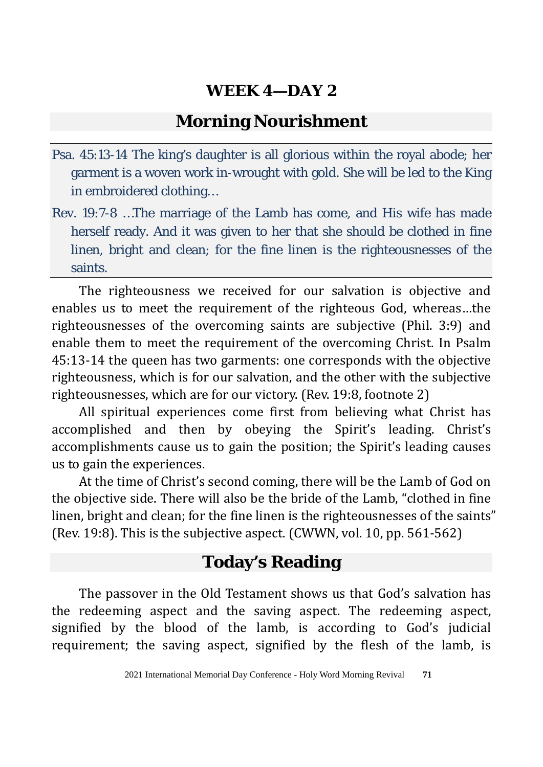# WEEK 4—DAY 2

## Morning Nourishment

Psa. 45:13-14 The king's daughter is all glorious within the royal abode; her garment is a woven work in-wrought with gold. She will be led to the King in embroidered clothing…

Rev. 19:7-8 …The marriage of the Lamb has come, and His wife has made herself ready. And it was given to her that she should be clothed in fine linen, bright and clean; for the fine linen is the righteousnesses of the saints.

The righteousness we received for our salvation is objective and enables us to meet the requirement of the righteous God, whereas…the righteousnesses of the overcoming saints are subjective (Phil. 3:9) and enable them to meet the requirement of the overcoming Christ. In Psalm 45:13-14 the queen has two garments: one corresponds with the objective righteousness, which is for our salvation, and the other with the subjective righteousnesses, which are for our victory. (Rev. 19:8, footnote 2)

All spiritual experiences come first from believing what Christ has accomplished and then by obeying the Spirit's leading. Christ's accomplishments cause us to gain the position; the Spirit's leading causes us to gain the experiences.

At the time of Christ's second coming, there will be the Lamb of God on the objective side. There will also be the bride of the Lamb, "clothed in fine linen, bright and clean; for the fine linen is the righteousnesses of the saints" (Rev. 19:8). This is the subjective aspect. (CWWN, vol. 10, pp. 561-562)

## Today's Reading

The passover in the Old Testament shows us that God's salvation has the redeeming aspect and the saving aspect. The redeeming aspect, signified by the blood of the lamb, is according to God's judicial requirement; the saving aspect, signified by the flesh of the lamb, is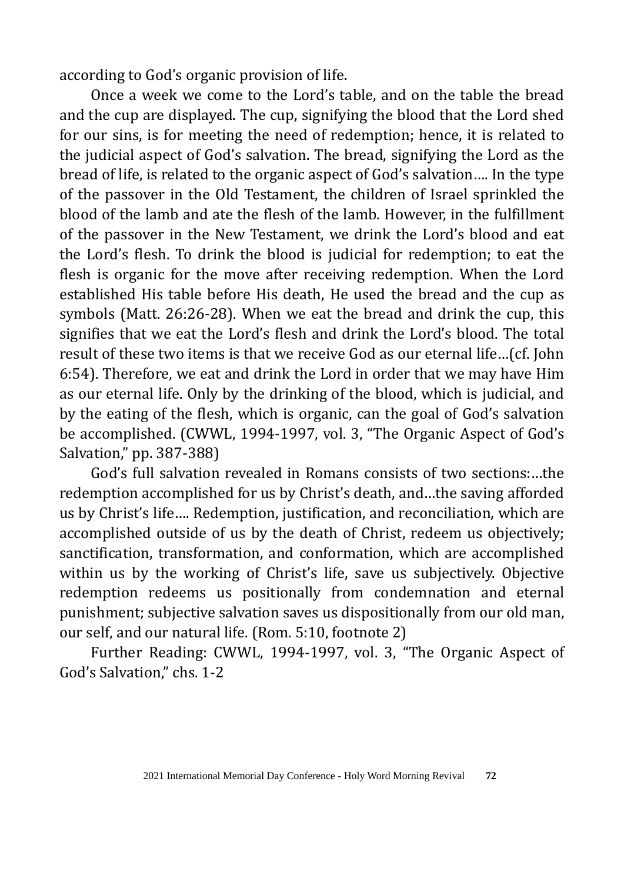according to God's organic provision of life.

Once a week we come to the Lord's table, and on the table the bread and the cup are displayed. The cup, signifying the blood that the Lord shed for our sins, is for meeting the need of redemption; hence, it is related to the judicial aspect of God's salvation. The bread, signifying the Lord as the bread of life, is related to the organic aspect of God's salvation.... In the type of the passover in the Old Testament, the children of Israel sprinkled the blood of the lamb and ate the flesh of the lamb. However, in the fulfillment of the passover in the New Testament, we drink the Lord's blood and eat the Lord's flesh. To drink the blood is judicial for redemption; to eat the flesh is organic for the move after receiving redemption. When the Lord established His table before His death, He used the bread and the cup as symbols (Matt. 26:26-28). When we eat the bread and drink the cup, this signifies that we eat the Lord's flesh and drink the Lord's blood. The total result of these two items is that we receive God as our eternal life...(cf. John 6:54). Therefore, we eat and drink the Lord in order that we may have Him as our eternal life. Only by the drinking of the blood, which is judicial, and by the eating of the flesh, which is organic, can the goal of God's salvation be accomplished. (CWWL, 1994-1997, vol. 3, "The Organic Aspect of God's Salvation," pp. 387-388)

God's full salvation revealed in Romans consists of two sections:...the redemption accomplished for us by Christ's death, and...the saving afforded us by Christ's life.... Redemption, justification, and reconciliation, which are accomplished outside of us by the death of Christ, redeem us objectively; sanctification, transformation, and conformation, which are accomplished within us by the working of Christ's life, save us subjectively. Objective redemption redeems us positionally from condemnation and eternal punishment; subjective salvation saves us dispositionally from our old man, our self, and our natural life. (Rom. 5:10, footnote 2)

Further Reading: CWWL, 1994-1997, vol. 3, "The Organic Aspect of God's Salvation," chs. 1-2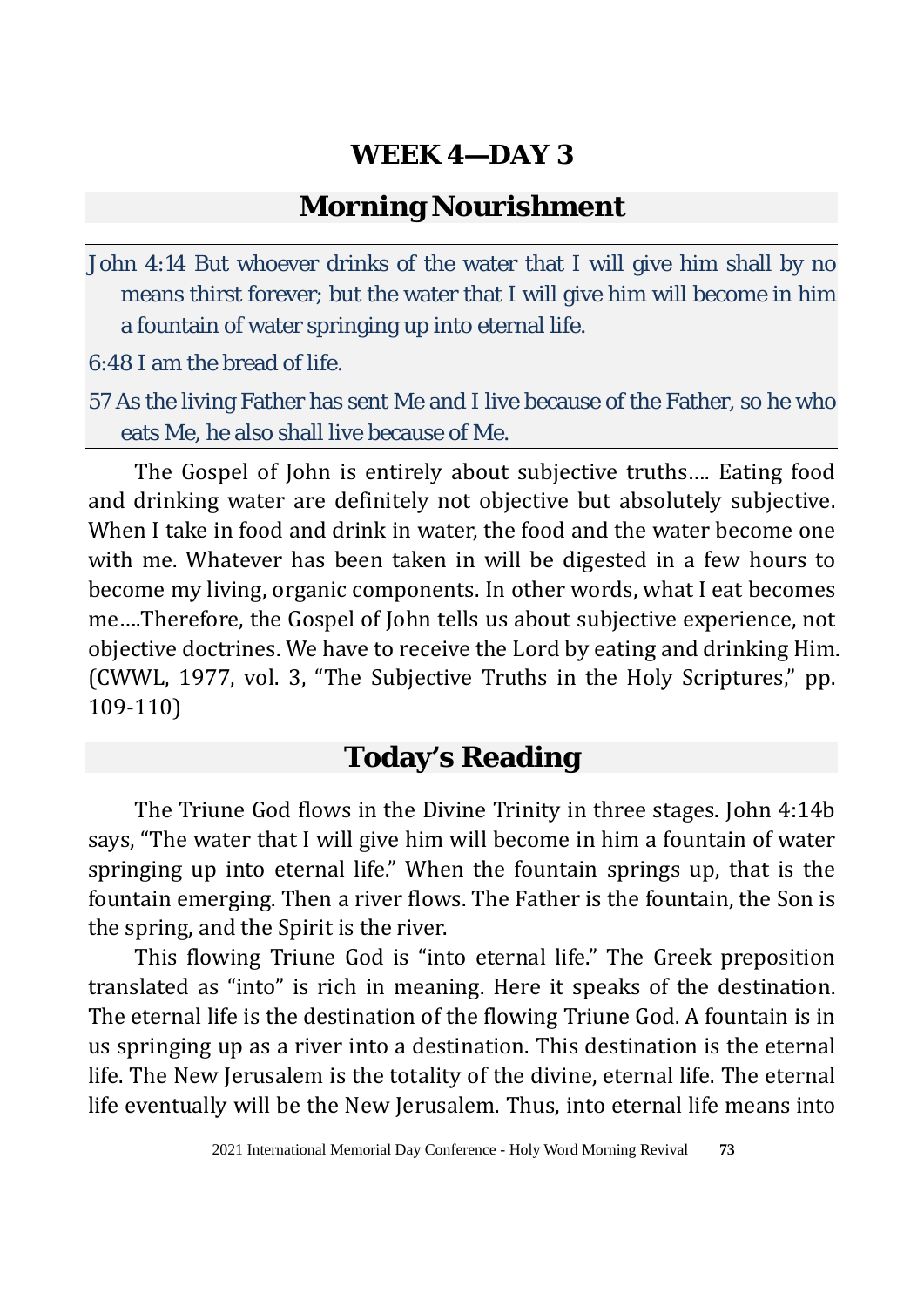# WEEK 4—DAY 3

## Morning Nourishment

John 4:14 But whoever drinks of the water that I will give him shall by no means thirst forever; but the water that I will give him will become in him a fountain of water springing up into eternal life.

6:48 I am the bread of life.

57 As the living Father has sent Me and I live because of the Father, so he who eats Me, he also shall live because of Me.

The Gospel of John is entirely about subjective truths…. Eating food and drinking water are definitely not objective but absolutely subjective. When I take in food and drink in water, the food and the water become one with me. Whatever has been taken in will be digested in a few hours to become my living, organic components. In other words, what I eat becomes me….Therefore, the Gospel of John tells us about subjective experience, not objective doctrines. We have to receive the Lord by eating and drinking Him. (CWWL, 1977, vol. 3, "The Subjective Truths in the Holy Scriptures," pp. 109-110)

## Today's Reading

The Triune God flows in the Divine Trinity in three stages. John 4:14b says, "The water that I will give him will become in him a fountain of water springing up into eternal life." When the fountain springs up, that is the fountain emerging. Then a river flows. The Father is the fountain, the Son is the spring, and the Spirit is the river.

This flowing Triune God is "into eternal life." The Greek preposition translated as "into" is rich in meaning. Here it speaks of the destination. The eternal life is the destination of the flowing Triune God. A fountain is in us springing up as a river into a destination. This destination is the eternal life. The New Jerusalem is the totality of the divine, eternal life. The eternal life eventually will be the New Jerusalem. Thus, into eternal life means into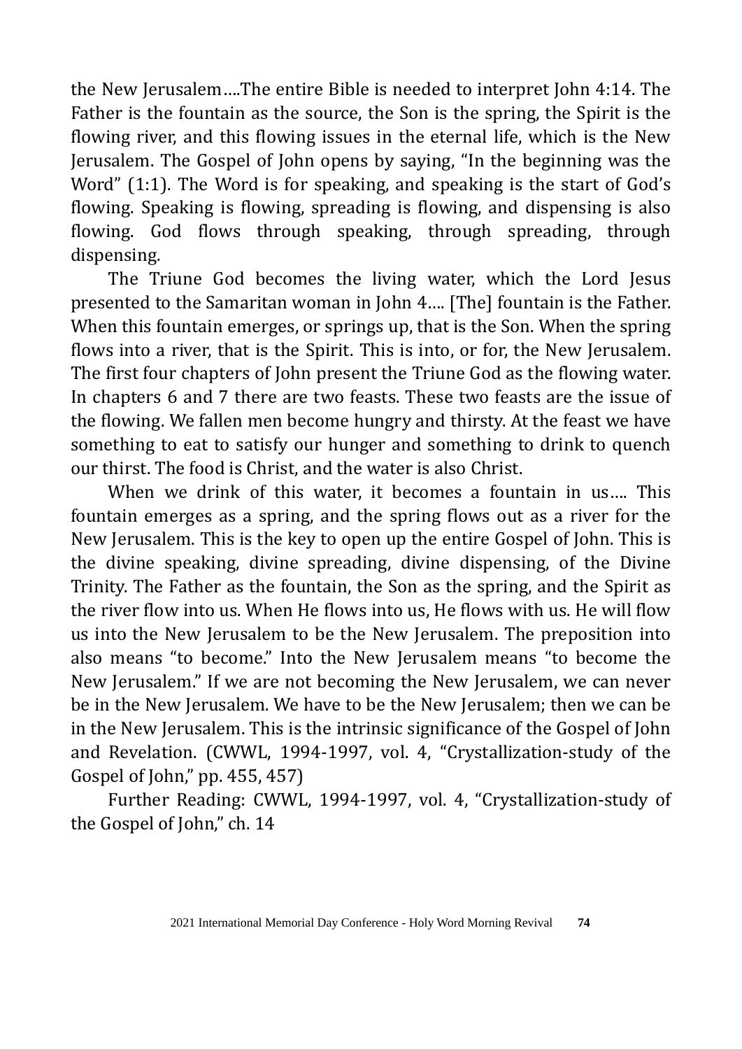the New Jerusalem….The entire Bible is needed to interpret John 4:14. The Father is the fountain as the source, the Son is the spring, the Spirit is the flowing river, and this flowing issues in the eternal life, which is the New Jerusalem. The Gospel of John opens by saying, "In the beginning was the Word" (1:1). The Word is for speaking, and speaking is the start of God's flowing. Speaking is flowing, spreading is flowing, and dispensing is also flowing. God flows through speaking, through spreading, through dispensing.

The Triune God becomes the living water, which the Lord Jesus presented to the Samaritan woman in John 4…. [The] fountain is the Father. When this fountain emerges, or springs up, that is the Son. When the spring flows into a river, that is the Spirit. This is into, or for, the New Jerusalem. The first four chapters of John present the Triune God as the flowing water. In chapters 6 and 7 there are two feasts. These two feasts are the issue of the flowing. We fallen men become hungry and thirsty. At the feast we have something to eat to satisfy our hunger and something to drink to quench our thirst. The food is Christ, and the water is also Christ.

When we drink of this water, it becomes a fountain in us…. This fountain emerges as a spring, and the spring flows out as a river for the New Jerusalem. This is the key to open up the entire Gospel of John. This is the divine speaking, divine spreading, divine dispensing, of the Divine Trinity. The Father as the fountain, the Son as the spring, and the Spirit as the river flow into us. When He flows into us, He flows with us. He will flow us into the New Jerusalem to be the New Jerusalem. The preposition into also means "to become." Into the New Jerusalem means "to become the New Jerusalem." If we are not becoming the New Jerusalem, we can never be in the New Jerusalem. We have to be the New Jerusalem; then we can be in the New Jerusalem. This is the intrinsic significance of the Gospel of John and Revelation. (CWWL, 1994-1997, vol. 4, "Crystallization-study of the Gospel of John," pp. 455, 457)

Further Reading: CWWL, 1994-1997, vol. 4, "Crystallization-study of the Gospel of John," ch. 14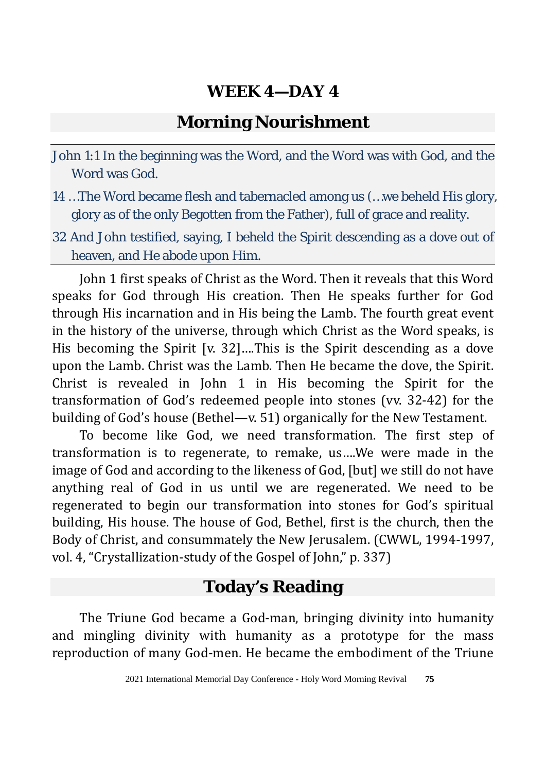# WEEK 4—DAY 4

## Morning Nourishment

John 1:1 In the beginning was the Word, and the Word was with God, and the Word was God.

14 …The Word became flesh and tabernacled among us (…we beheld His glory, glory as of the only Begotten from the Father), full of grace and reality.

32 And John testified, saying, I beheld the Spirit descending as a dove out of heaven, and He abode upon Him.

John 1 first speaks of Christ as the Word. Then it reveals that this Word speaks for God through His creation. Then He speaks further for God through His incarnation and in His being the Lamb. The fourth great event in the history of the universe, through which Christ as the Word speaks, is His becoming the Spirit [v. 32]….This is the Spirit descending as a dove upon the Lamb. Christ was the Lamb. Then He became the dove, the Spirit. Christ is revealed in John 1 in His becoming the Spirit for the transformation of God's redeemed people into stones (vv. 32-42) for the building of God's house (Bethel—v. 51) organically for the New Testament.

To become like God, we need transformation. The first step of transformation is to regenerate, to remake, us….We were made in the image of God and according to the likeness of God, [but] we still do not have anything real of God in us until we are regenerated. We need to be regenerated to begin our transformation into stones for God's spiritual building, His house. The house of God, Bethel, first is the church, then the Body of Christ, and consummately the New Jerusalem. (CWWL, 1994-1997, vol. 4, "Crystallization-study of the Gospel of John," p. 337)

## Today's Reading

The Triune God became a God-man, bringing divinity into humanity and mingling divinity with humanity as a prototype for the mass reproduction of many God-men. He became the embodiment of the Triune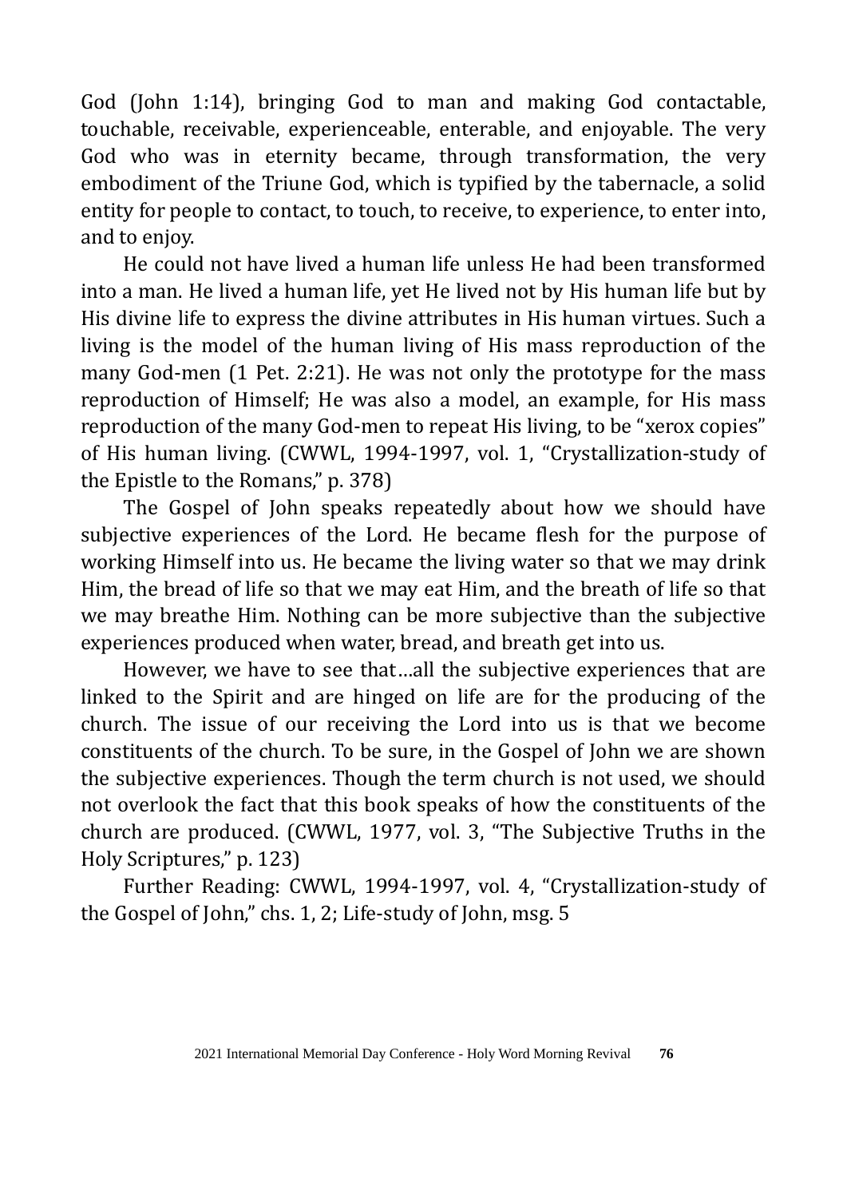God (John 1:14), bringing God to man and making God contactable, touchable, receivable, experienceable, enterable, and enjoyable. The very God who was in eternity became, through transformation, the very embodiment of the Triune God, which is typified by the tabernacle, a solid entity for people to contact, to touch, to receive, to experience, to enter into, and to enjoy.

He could not have lived a human life unless He had been transformed into a man. He lived a human life, yet He lived not by His human life but by His divine life to express the divine attributes in His human virtues. Such a living is the model of the human living of His mass reproduction of the many God-men (1 Pet. 2:21). He was not only the prototype for the mass reproduction of Himself; He was also a model, an example, for His mass reproduction of the many God-men to repeat His living, to be "xerox copies" of His human living. (CWWL, 1994-1997, vol. 1, "Crystallization-study of the Epistle to the Romans," p. 378)

The Gospel of John speaks repeatedly about how we should have subjective experiences of the Lord. He became flesh for the purpose of working Himself into us. He became the living water so that we may drink Him, the bread of life so that we may eat Him, and the breath of life so that we may breathe Him. Nothing can be more subjective than the subjective experiences produced when water, bread, and breath get into us.

However, we have to see that…all the subjective experiences that are linked to the Spirit and are hinged on life are for the producing of the church. The issue of our receiving the Lord into us is that we become constituents of the church. To be sure, in the Gospel of John we are shown the subjective experiences. Though the term church is not used, we should not overlook the fact that this book speaks of how the constituents of the church are produced. (CWWL, 1977, vol. 3, "The Subjective Truths in the Holy Scriptures," p. 123)

Further Reading: CWWL, 1994-1997, vol. 4, "Crystallization-study of the Gospel of John," chs. 1, 2; Life-study of John, msg. 5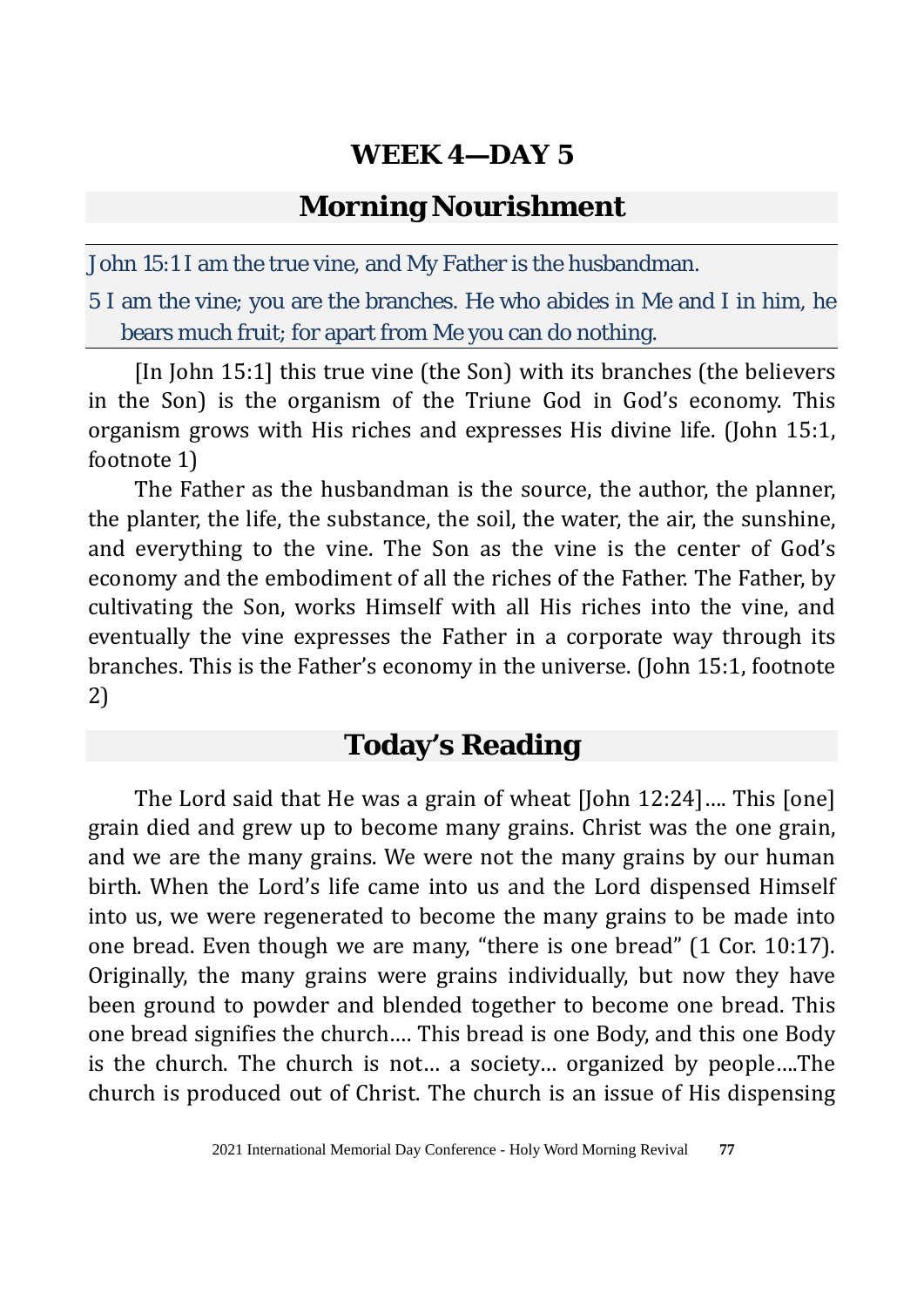## WEEK 4—DAY 5

## Morning Nourishment

John 15:1 I am the true vine, and My Father is the husbandman.

5 I am the vine; you are the branches. He who abides in Me and I in him, he bears much fruit; for apart from Me you can do nothing.

[In John 15:1] this true vine (the Son) with its branches (the believers in the Son) is the organism of the Triune God in God's economy. This organism grows with His riches and expresses His divine life. (John 15:1, footnote 1)

The Father as the husbandman is the source, the author, the planner, the planter, the life, the substance, the soil, the water, the air, the sunshine, and everything to the vine. The Son as the vine is the center of God's economy and the embodiment of all the riches of the Father. The Father, by cultivating the Son, works Himself with all His riches into the vine, and eventually the vine expresses the Father in a corporate way through its branches. This is the Father's economy in the universe. (John 15:1, footnote 2)

## Today's Reading

The Lord said that He was a grain of wheat [John 12:24].... This [one] grain died and grew up to become many grains. Christ was the one grain, and we are the many grains. We were not the many grains by our human birth. When the Lord's life came into us and the Lord dispensed Himself into us, we were regenerated to become the many grains to be made into one bread. Even though we are many, "there is one bread" (1 Cor. 10:17). Originally, the many grains were grains individually, but now they have been ground to powder and blended together to become one bread. This one bread signifies the church.... This bread is one Body, and this one Body is the church. The church is not... a society... organized by people....The church is produced out of Christ. The church is an issue of His dispensing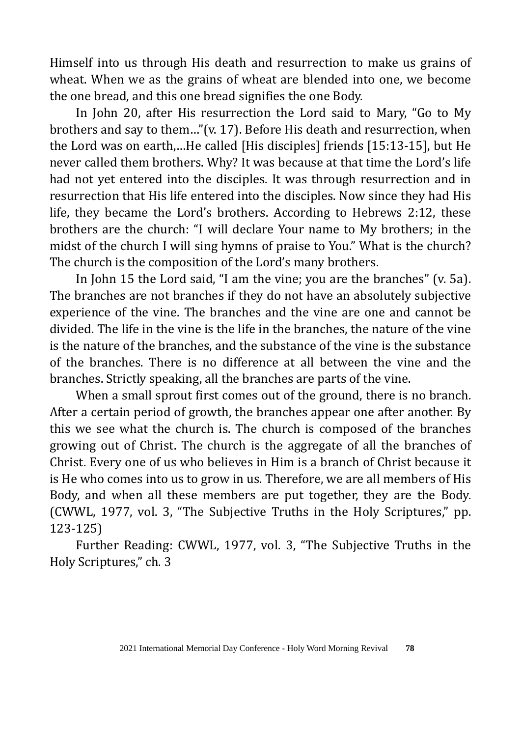Himself into us through His death and resurrection to make us grains of wheat. When we as the grains of wheat are blended into one, we become the one bread, and this one bread signifies the one Body.

In John 20, after His resurrection the Lord said to Mary, "Go to My brothers and say to them…"(v. 17). Before His death and resurrection, when the Lord was on earth,…He called [His disciples] friends [15:13-15], but He never called them brothers. Why? It was because at that time the Lord's life had not yet entered into the disciples. It was through resurrection and in resurrection that His life entered into the disciples. Now since they had His life, they became the Lord's brothers. According to Hebrews 2:12, these brothers are the church: "I will declare Your name to My brothers; in the midst of the church I will sing hymns of praise to You." What is the church? The church is the composition of the Lord's many brothers.

In John 15 the Lord said, "I am the vine; you are the branches" (v. 5a). The branches are not branches if they do not have an absolutely subjective experience of the vine. The branches and the vine are one and cannot be divided. The life in the vine is the life in the branches, the nature of the vine is the nature of the branches, and the substance of the vine is the substance of the branches. There is no difference at all between the vine and the branches. Strictly speaking, all the branches are parts of the vine.

When a small sprout first comes out of the ground, there is no branch. After a certain period of growth, the branches appear one after another. By this we see what the church is. The church is composed of the branches growing out of Christ. The church is the aggregate of all the branches of Christ. Every one of us who believes in Him is a branch of Christ because it is He who comes into us to grow in us. Therefore, we are all members of His Body, and when all these members are put together, they are the Body. (CWWL, 1977, vol. 3, "The Subjective Truths in the Holy Scriptures," pp. 123-125)

Further Reading: CWWL, 1977, vol. 3, "The Subjective Truths in the Holy Scriptures," ch. 3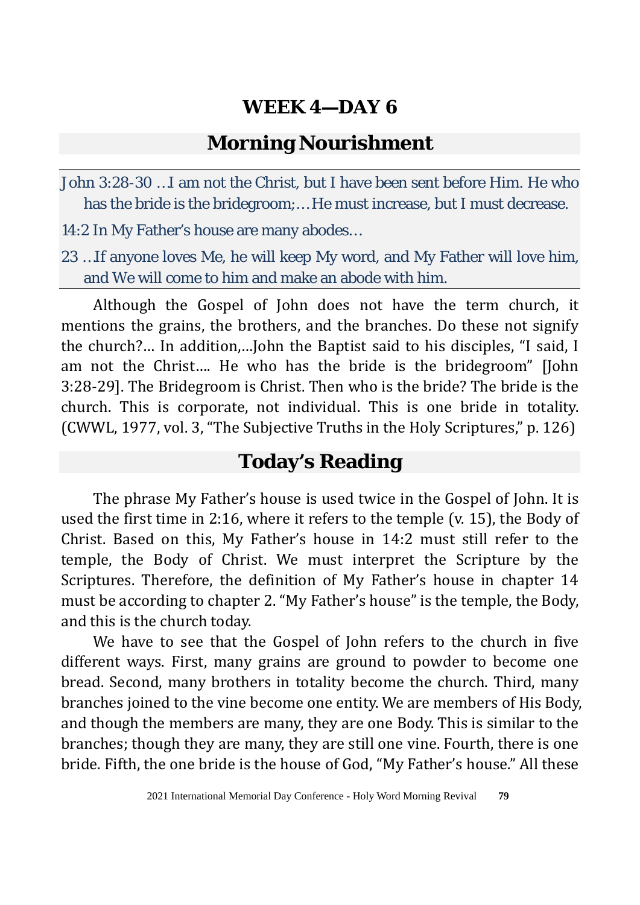# WEEK 4—DAY 6

## Morning Nourishment

John 3:28-30 …I am not the Christ, but I have been sent before Him. He who has the bride is the bridegroom;…He must increase, but I must decrease.

14:2 In My Father's house are many abodes…

23 …If anyone loves Me, he will keep My word, and My Father will love him, and We will come to him and make an abode with him.

Although the Gospel of John does not have the term church, it mentions the grains, the brothers, and the branches. Do these not signify the church?… In addition,…John the Baptist said to his disciples, "I said, I am not the Christ…. He who has the bride is the bridegroom" [John 3:28-29]. The Bridegroom is Christ. Then who is the bride? The bride is the church. This is corporate, not individual. This is one bride in totality. (CWWL, 1977, vol. 3, "The Subjective Truths in the Holy Scriptures," p. 126)

## Today's Reading

The phrase My Father's house is used twice in the Gospel of John. It is used the first time in 2:16, where it refers to the temple (v. 15), the Body of Christ. Based on this, My Father's house in 14:2 must still refer to the temple, the Body of Christ. We must interpret the Scripture by the Scriptures. Therefore, the definition of My Father's house in chapter 14 must be according to chapter 2. "My Father's house" is the temple, the Body, and this is the church today.

We have to see that the Gospel of John refers to the church in five different ways. First, many grains are ground to powder to become one bread. Second, many brothers in totality become the church. Third, many branches joined to the vine become one entity. We are members of His Body, and though the members are many, they are one Body. This is similar to the branches; though they are many, they are still one vine. Fourth, there is one bride. Fifth, the one bride is the house of God, "My Father's house." All these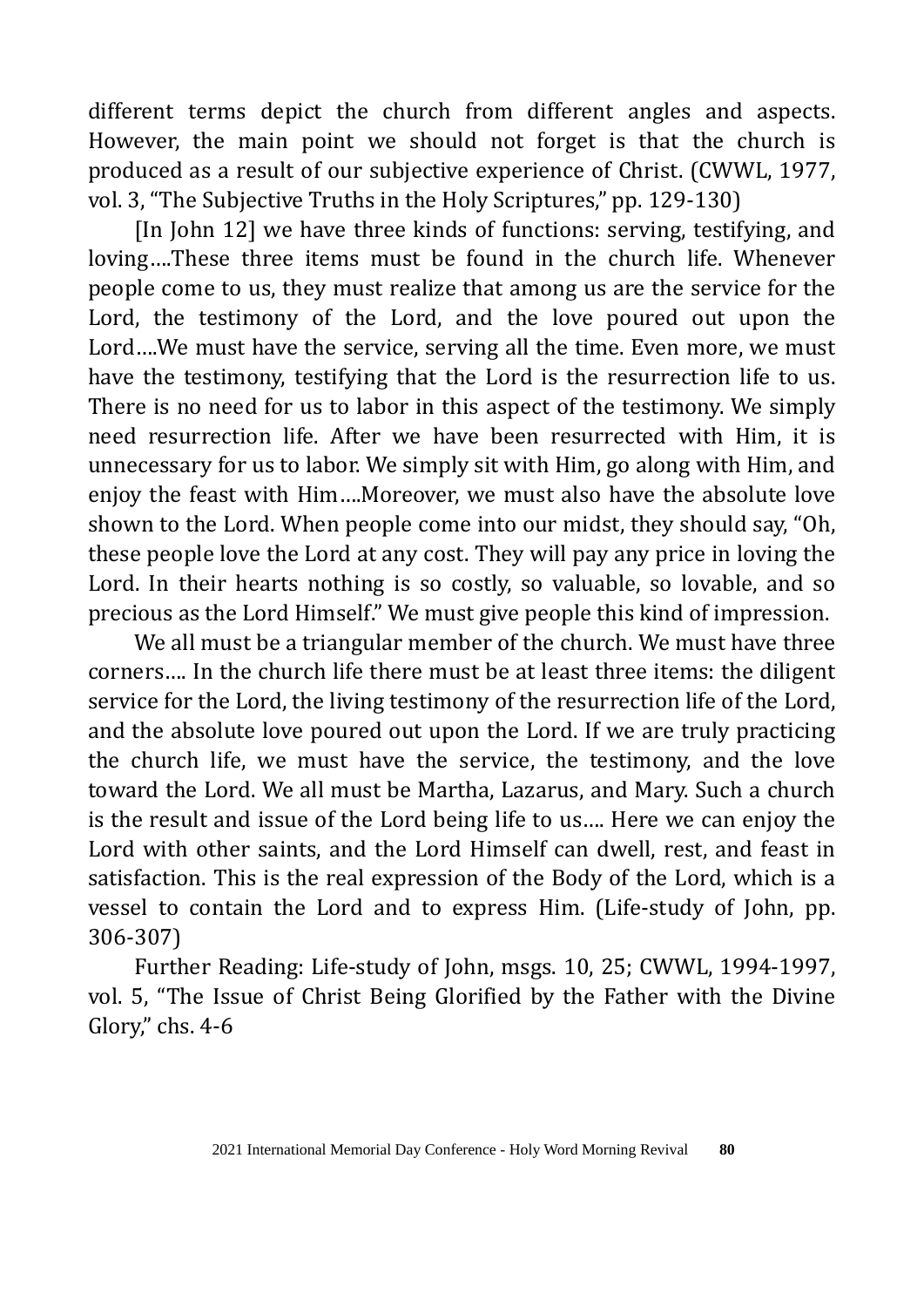different terms depict the church from different angles and aspects. However, the main point we should not forget is that the church is produced as a result of our subjective experience of Christ. (CWWL, 1977, vol. 3, "The Subjective Truths in the Holy Scriptures," pp. 129-130)

[In John 12] we have three kinds of functions: serving, testifying, and loving….These three items must be found in the church life. Whenever people come to us, they must realize that among us are the service for the Lord, the testimony of the Lord, and the love poured out upon the Lord….We must have the service, serving all the time. Even more, we must have the testimony, testifying that the Lord is the resurrection life to us. There is no need for us to labor in this aspect of the testimony. We simply need resurrection life. After we have been resurrected with Him, it is unnecessary for us to labor. We simply sit with Him, go along with Him, and enjoy the feast with Him….Moreover, we must also have the absolute love shown to the Lord. When people come into our midst, they should say, "Oh, these people love the Lord at any cost. They will pay any price in loving the Lord. In their hearts nothing is so costly, so valuable, so lovable, and so precious as the Lord Himself." We must give people this kind of impression.

We all must be a triangular member of the church. We must have three corners…. In the church life there must be at least three items: the diligent service for the Lord, the living testimony of the resurrection life of the Lord, and the absolute love poured out upon the Lord. If we are truly practicing the church life, we must have the service, the testimony, and the love toward the Lord. We all must be Martha, Lazarus, and Mary. Such a church is the result and issue of the Lord being life to us…. Here we can enjoy the Lord with other saints, and the Lord Himself can dwell, rest, and feast in satisfaction. This is the real expression of the Body of the Lord, which is a vessel to contain the Lord and to express Him. (Life-study of John, pp. 306-307)

Further Reading: Life-study of John, msgs. 10, 25; CWWL, 1994-1997, vol. 5, "The Issue of Christ Being Glorified by the Father with the Divine Glory," chs. 4-6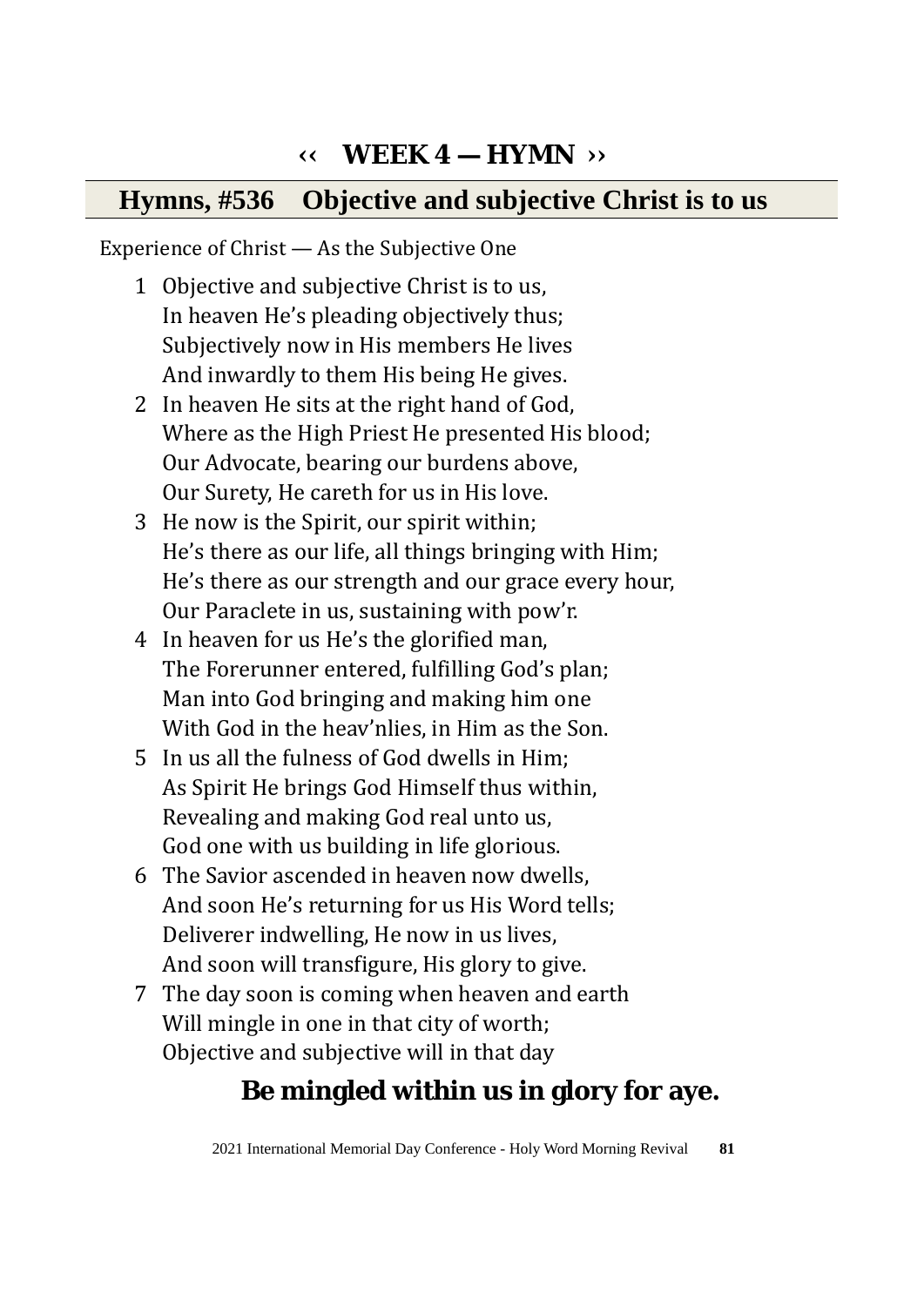## ‹‹ WEEK 4 — HYMN ››

## Hymns, #536 Objective and subjective Christ is to us

Experience of Christ — As the Subjective One

1. Objective and subjective Christ is to us,
   In heaven He's pleading objectively thus;
   Subjectively now in His members He lives
   And inwardly to them His being He gives.
2. In heaven He sits at the right hand of God,
   Where as the High Priest He presented His blood;
   Our Advocate, bearing our burdens above,
   Our Surety, He careth for us in His love.
3. He now is the Spirit, our spirit within;
   He's there as our life, all things bringing with Him;
   He's there as our strength and our grace every hour,
   Our Paraclete in us, sustaining with pow'r.
4. In heaven for us He's the glorified man,
   The Forerunner entered, fulfilling God's plan;
   Man into God bringing and making him one
   With God in the heav'nlies, in Him as the Son.
5. In us all the fulness of God dwells in Him;
   As Spirit He brings God Himself thus within,
   Revealing and making God real unto us,
   God one with us building in life glorious.
6. The Savior ascended in heaven now dwells,
   And soon He's returning for us His Word tells;
   Deliverer indwelling, He now in us lives,
   And soon will transfigure, His glory to give.
7. The day soon is coming when heaven and earth
   Will mingle in one in that city of worth;
   Objective and subjective will in that day

**Be mingled within us in glory for aye.**